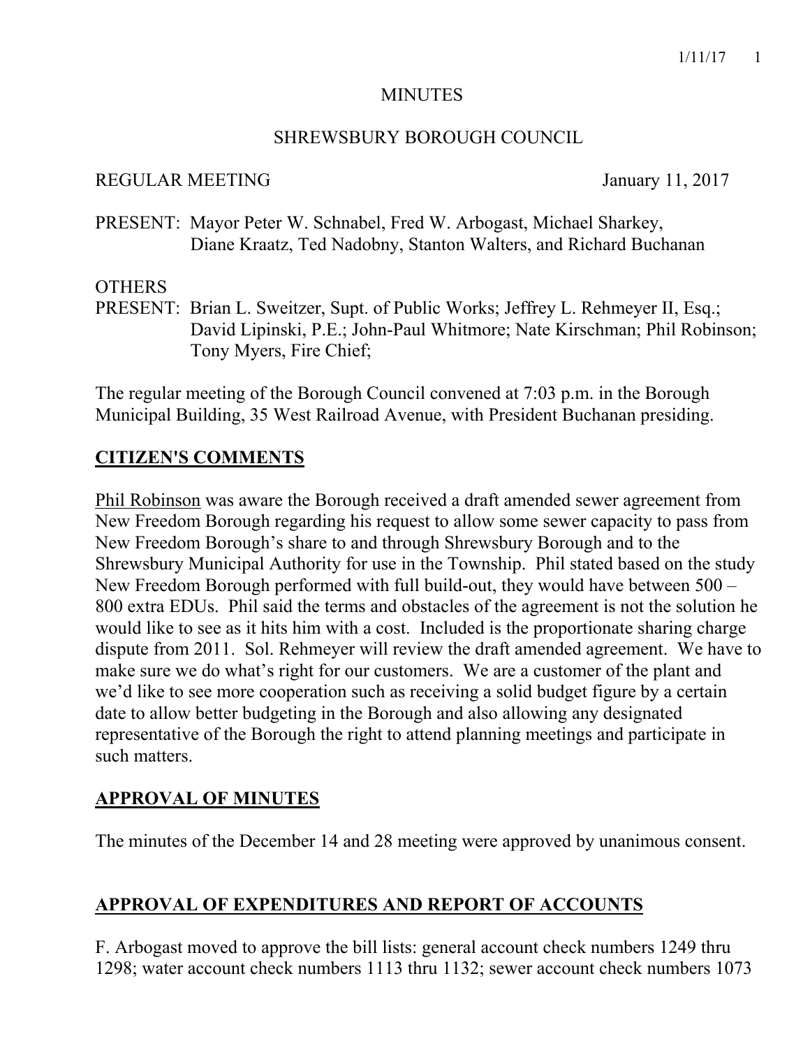# MINUTES

## SHREWSBURY BOROUGH COUNCIL

REGULAR MEETING January 11, 2017

PRESENT: Mayor Peter W. Schnabel, Fred W. Arbogast, Michael Sharkey, Diane Kraatz, Ted Nadobny, Stanton Walters, and Richard Buchanan

OTHERS
PRESENT: Brian L. Sweitzer, Supt. of Public Works; Jeffrey L. Rehmeyer II, Esq.; David Lipinski, P.E.; John-Paul Whitmore; Nate Kirschman; Phil Robinson; Tony Myers, Fire Chief;

The regular meeting of the Borough Council convened at 7:03 p.m. in the Borough Municipal Building, 35 West Railroad Avenue, with President Buchanan presiding.

## CITIZEN'S COMMENTS

Phil Robinson was aware the Borough received a draft amended sewer agreement from New Freedom Borough regarding his request to allow some sewer capacity to pass from New Freedom Borough's share to and through Shrewsbury Borough and to the Shrewsbury Municipal Authority for use in the Township. Phil stated based on the study New Freedom Borough performed with full build-out, they would have between 500 – 800 extra EDUs. Phil said the terms and obstacles of the agreement is not the solution he would like to see as it hits him with a cost. Included is the proportionate sharing charge dispute from 2011. Sol. Rehmeyer will review the draft amended agreement. We have to make sure we do what's right for our customers. We are a customer of the plant and we'd like to see more cooperation such as receiving a solid budget figure by a certain date to allow better budgeting in the Borough and also allowing any designated representative of the Borough the right to attend planning meetings and participate in such matters.

## APPROVAL OF MINUTES

The minutes of the December 14 and 28 meeting were approved by unanimous consent.

## APPROVAL OF EXPENDITURES AND REPORT OF ACCOUNTS

F. Arbogast moved to approve the bill lists: general account check numbers 1249 thru 1298; water account check numbers 1113 thru 1132; sewer account check numbers 1073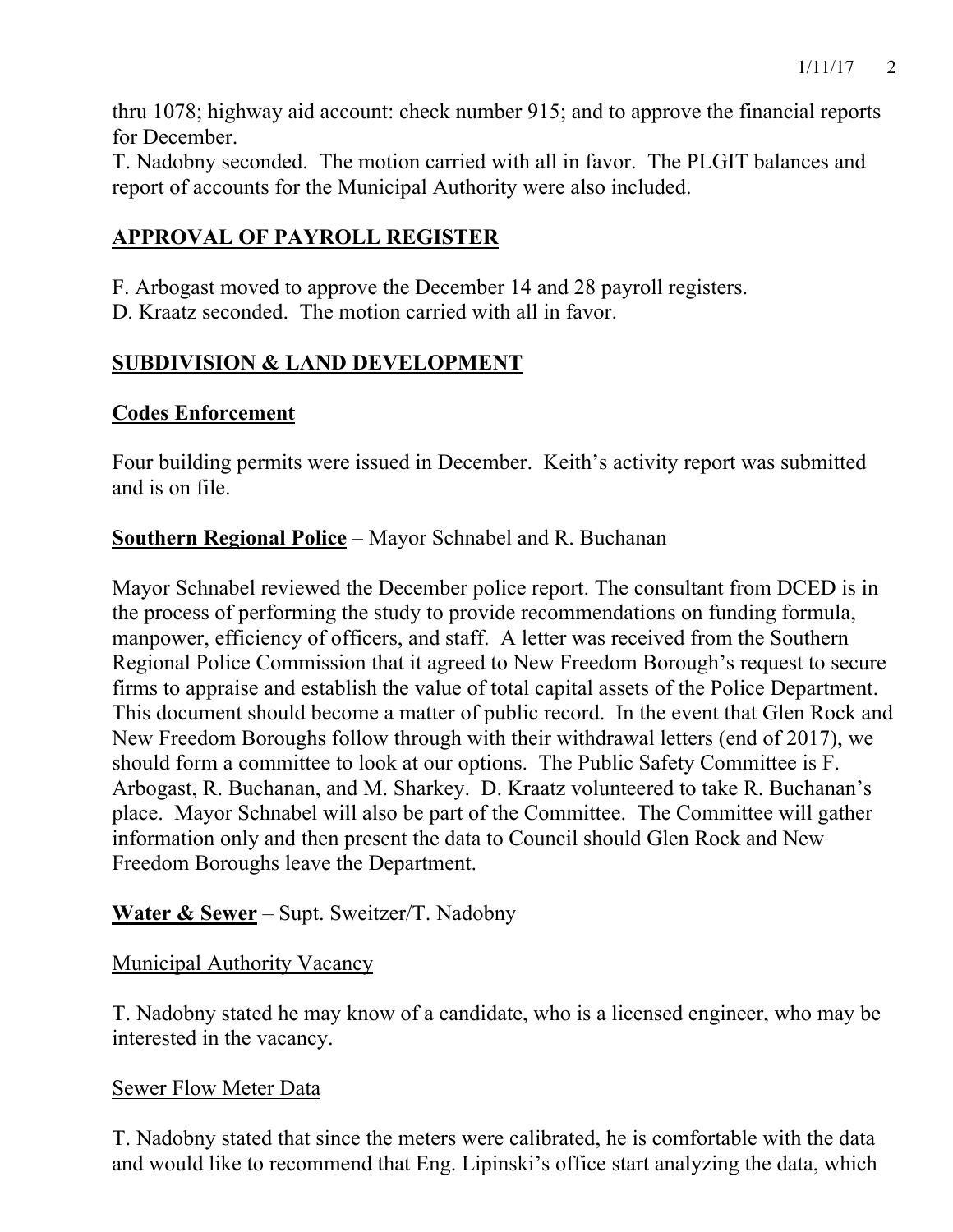thru 1078; highway aid account: check number 915; and to approve the financial reports for December.

T. Nadobny seconded. The motion carried with all in favor. The PLGIT balances and report of accounts for the Municipal Authority were also included.

## APPROVAL OF PAYROLL REGISTER

F. Arbogast moved to approve the December 14 and 28 payroll registers.

D. Kraatz seconded. The motion carried with all in favor.

## SUBDIVISION & LAND DEVELOPMENT

### Codes Enforcement

Four building permits were issued in December. Keith's activity report was submitted and is on file.

**Southern Regional Police** – Mayor Schnabel and R. Buchanan

Mayor Schnabel reviewed the December police report. The consultant from DCED is in the process of performing the study to provide recommendations on funding formula, manpower, efficiency of officers, and staff. A letter was received from the Southern Regional Police Commission that it agreed to New Freedom Borough's request to secure firms to appraise and establish the value of total capital assets of the Police Department. This document should become a matter of public record. In the event that Glen Rock and New Freedom Boroughs follow through with their withdrawal letters (end of 2017), we should form a committee to look at our options. The Public Safety Committee is F. Arbogast, R. Buchanan, and M. Sharkey. D. Kraatz volunteered to take R. Buchanan's place. Mayor Schnabel will also be part of the Committee. The Committee will gather information only and then present the data to Council should Glen Rock and New Freedom Boroughs leave the Department.

**Water & Sewer** – Supt. Sweitzer/T. Nadobny

Municipal Authority Vacancy

T. Nadobny stated he may know of a candidate, who is a licensed engineer, who may be interested in the vacancy.

Sewer Flow Meter Data

T. Nadobny stated that since the meters were calibrated, he is comfortable with the data and would like to recommend that Eng. Lipinski's office start analyzing the data, which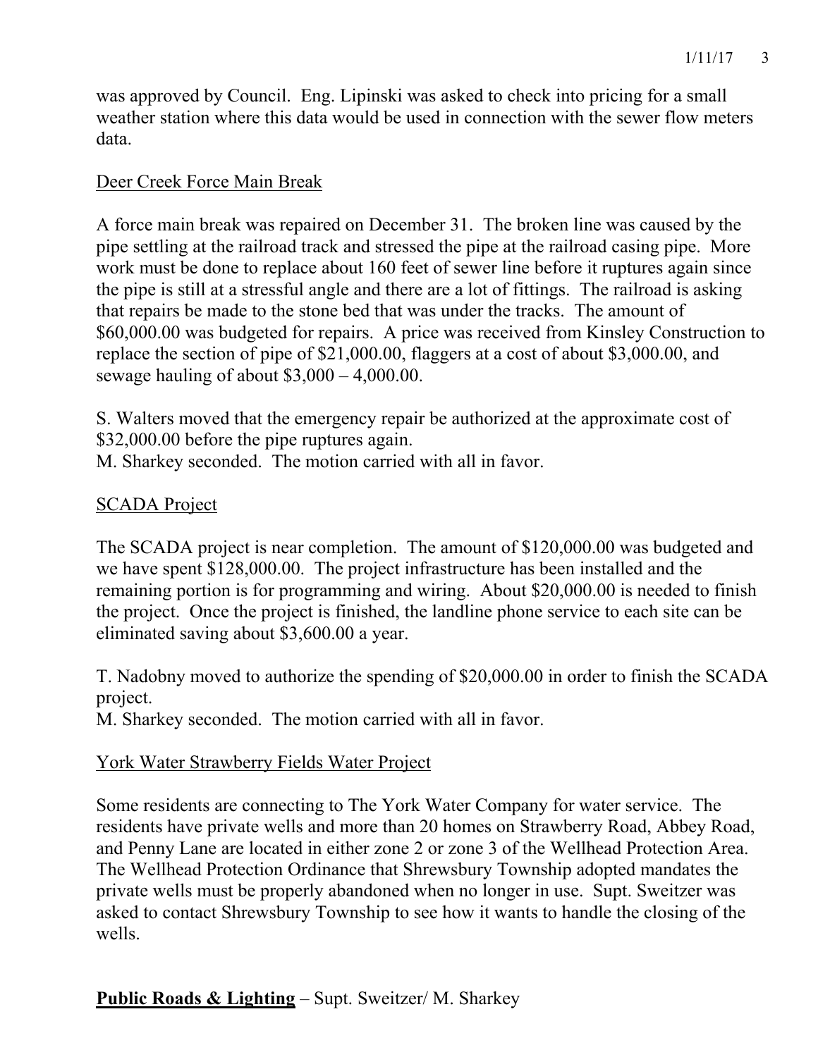was approved by Council. Eng. Lipinski was asked to check into pricing for a small weather station where this data would be used in connection with the sewer flow meters data.

Deer Creek Force Main Break

A force main break was repaired on December 31. The broken line was caused by the pipe settling at the railroad track and stressed the pipe at the railroad casing pipe. More work must be done to replace about 160 feet of sewer line before it ruptures again since the pipe is still at a stressful angle and there are a lot of fittings. The railroad is asking that repairs be made to the stone bed that was under the tracks. The amount of $60,000.00 was budgeted for repairs. A price was received from Kinsley Construction to replace the section of pipe of $21,000.00, flaggers at a cost of about $3,000.00, and sewage hauling of about $3,000 – 4,000.00.

S. Walters moved that the emergency repair be authorized at the approximate cost of $32,000.00 before the pipe ruptures again.
M. Sharkey seconded. The motion carried with all in favor.

SCADA Project

The SCADA project is near completion. The amount of $120,000.00 was budgeted and we have spent $128,000.00. The project infrastructure has been installed and the remaining portion is for programming and wiring. About $20,000.00 is needed to finish the project. Once the project is finished, the landline phone service to each site can be eliminated saving about $3,600.00 a year.

T. Nadobny moved to authorize the spending of $20,000.00 in order to finish the SCADA project.
M. Sharkey seconded. The motion carried with all in favor.

York Water Strawberry Fields Water Project

Some residents are connecting to The York Water Company for water service. The residents have private wells and more than 20 homes on Strawberry Road, Abbey Road, and Penny Lane are located in either zone 2 or zone 3 of the Wellhead Protection Area. The Wellhead Protection Ordinance that Shrewsbury Township adopted mandates the private wells must be properly abandoned when no longer in use. Supt. Sweitzer was asked to contact Shrewsbury Township to see how it wants to handle the closing of the wells.

**Public Roads & Lighting** – Supt. Sweitzer/ M. Sharkey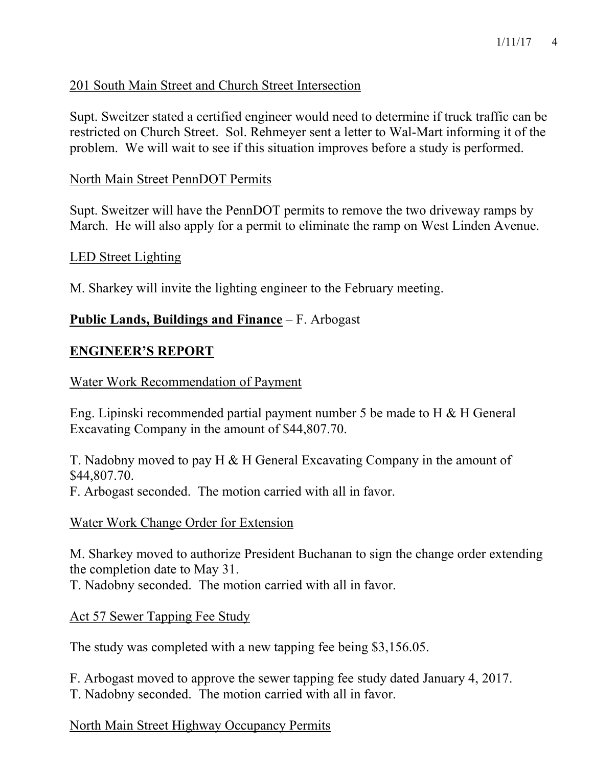201 South Main Street and Church Street Intersection

Supt. Sweitzer stated a certified engineer would need to determine if truck traffic can be restricted on Church Street. Sol. Rehmeyer sent a letter to Wal-Mart informing it of the problem. We will wait to see if this situation improves before a study is performed.

North Main Street PennDOT Permits

Supt. Sweitzer will have the PennDOT permits to remove the two driveway ramps by March. He will also apply for a permit to eliminate the ramp on West Linden Avenue.

LED Street Lighting

M. Sharkey will invite the lighting engineer to the February meeting.

**Public Lands, Buildings and Finance** – F. Arbogast

## ENGINEER'S REPORT

Water Work Recommendation of Payment

Eng. Lipinski recommended partial payment number 5 be made to H & H General Excavating Company in the amount of $44,807.70.

T. Nadobny moved to pay H & H General Excavating Company in the amount of $44,807.70.
F. Arbogast seconded. The motion carried with all in favor.

Water Work Change Order for Extension

M. Sharkey moved to authorize President Buchanan to sign the change order extending the completion date to May 31.
T. Nadobny seconded. The motion carried with all in favor.

Act 57 Sewer Tapping Fee Study

The study was completed with a new tapping fee being $3,156.05.

F. Arbogast moved to approve the sewer tapping fee study dated January 4, 2017.
T. Nadobny seconded. The motion carried with all in favor.

North Main Street Highway Occupancy Permits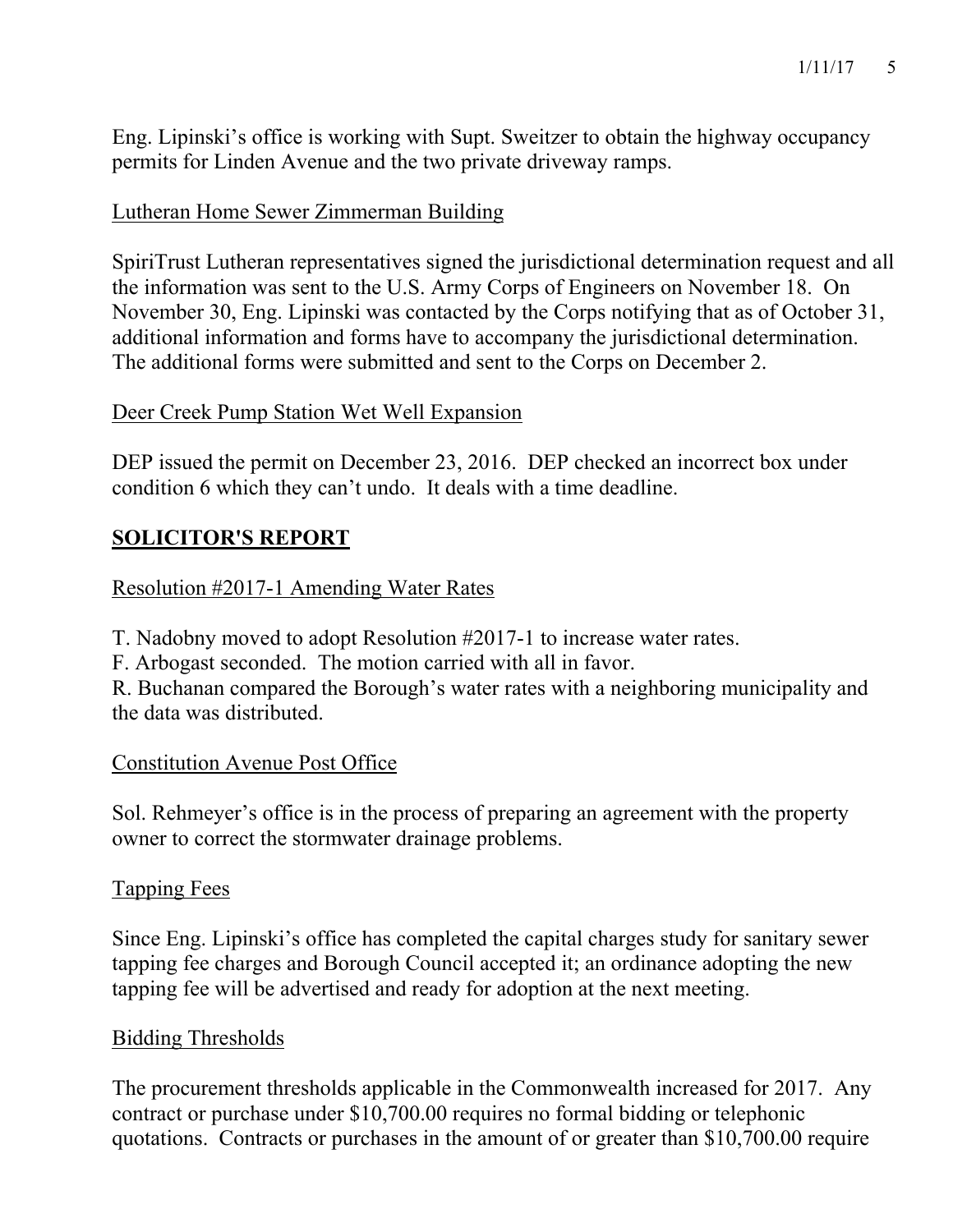Eng. Lipinski's office is working with Supt. Sweitzer to obtain the highway occupancy permits for Linden Avenue and the two private driveway ramps.

Lutheran Home Sewer Zimmerman Building

SpiriTrust Lutheran representatives signed the jurisdictional determination request and all the information was sent to the U.S. Army Corps of Engineers on November 18. On November 30, Eng. Lipinski was contacted by the Corps notifying that as of October 31, additional information and forms have to accompany the jurisdictional determination. The additional forms were submitted and sent to the Corps on December 2.

Deer Creek Pump Station Wet Well Expansion

DEP issued the permit on December 23, 2016. DEP checked an incorrect box under condition 6 which they can't undo. It deals with a time deadline.

## SOLICITOR'S REPORT

Resolution #2017-1 Amending Water Rates

T. Nadobny moved to adopt Resolution #2017-1 to increase water rates.
F. Arbogast seconded. The motion carried with all in favor.
R. Buchanan compared the Borough's water rates with a neighboring municipality and the data was distributed.

Constitution Avenue Post Office

Sol. Rehmeyer's office is in the process of preparing an agreement with the property owner to correct the stormwater drainage problems.

Tapping Fees

Since Eng. Lipinski's office has completed the capital charges study for sanitary sewer tapping fee charges and Borough Council accepted it; an ordinance adopting the new tapping fee will be advertised and ready for adoption at the next meeting.

Bidding Thresholds

The procurement thresholds applicable in the Commonwealth increased for 2017. Any contract or purchase under $10,700.00 requires no formal bidding or telephonic quotations. Contracts or purchases in the amount of or greater than $10,700.00 require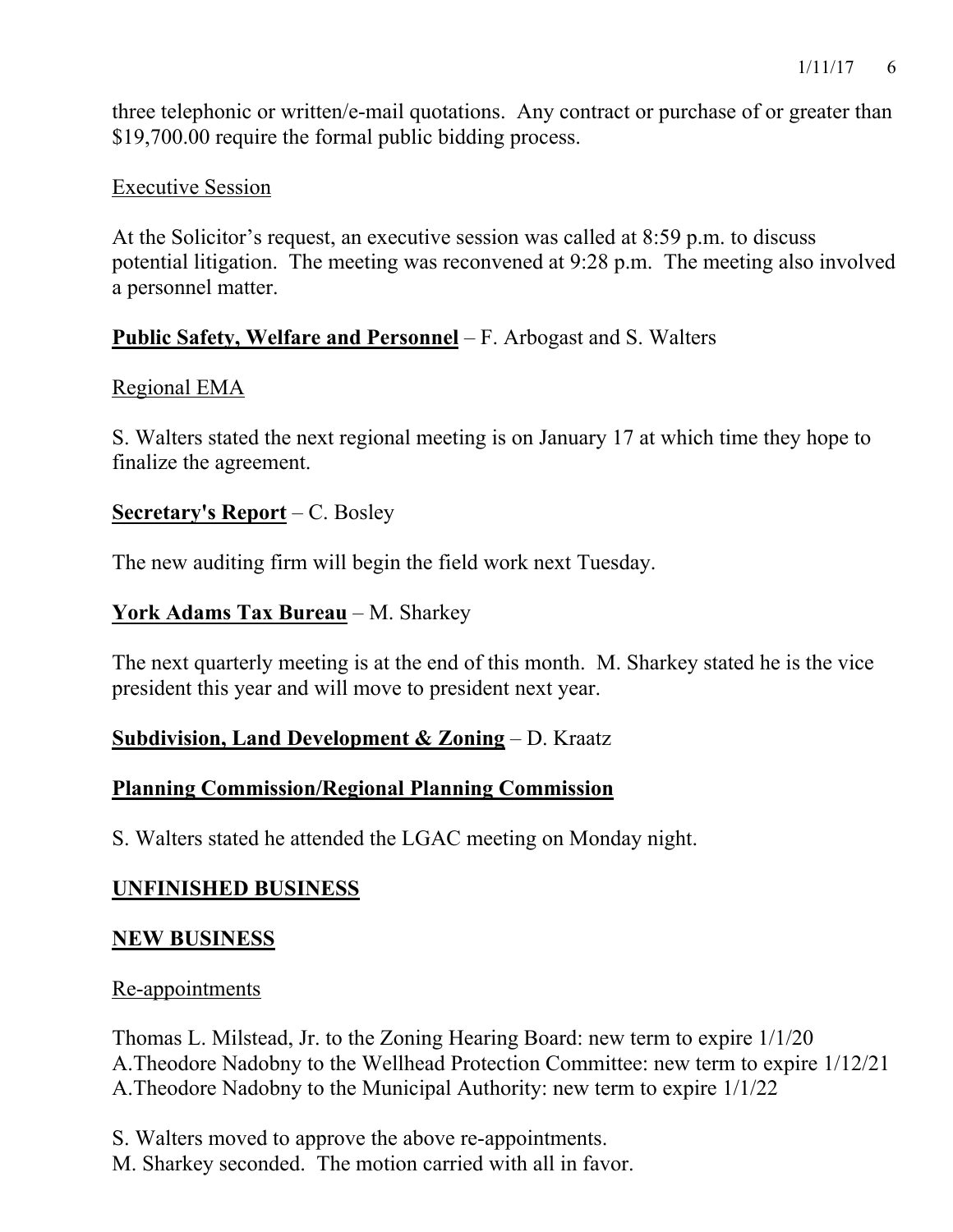three telephonic or written/e-mail quotations. Any contract or purchase of or greater than $19,700.00 require the formal public bidding process.

Executive Session

At the Solicitor's request, an executive session was called at 8:59 p.m. to discuss potential litigation. The meeting was reconvened at 9:28 p.m. The meeting also involved a personnel matter.

**Public Safety, Welfare and Personnel** – F. Arbogast and S. Walters

Regional EMA

S. Walters stated the next regional meeting is on January 17 at which time they hope to finalize the agreement.

**Secretary's Report** – C. Bosley

The new auditing firm will begin the field work next Tuesday.

**York Adams Tax Bureau** – M. Sharkey

The next quarterly meeting is at the end of this month. M. Sharkey stated he is the vice president this year and will move to president next year.

**Subdivision, Land Development & Zoning** – D. Kraatz

**Planning Commission/Regional Planning Commission**

S. Walters stated he attended the LGAC meeting on Monday night.

**UNFINISHED BUSINESS**

**NEW BUSINESS**

Re-appointments

Thomas L. Milstead, Jr. to the Zoning Hearing Board: new term to expire 1/1/20
A.Theodore Nadobny to the Wellhead Protection Committee: new term to expire 1/12/21
A.Theodore Nadobny to the Municipal Authority: new term to expire 1/1/22

S. Walters moved to approve the above re-appointments.
M. Sharkey seconded. The motion carried with all in favor.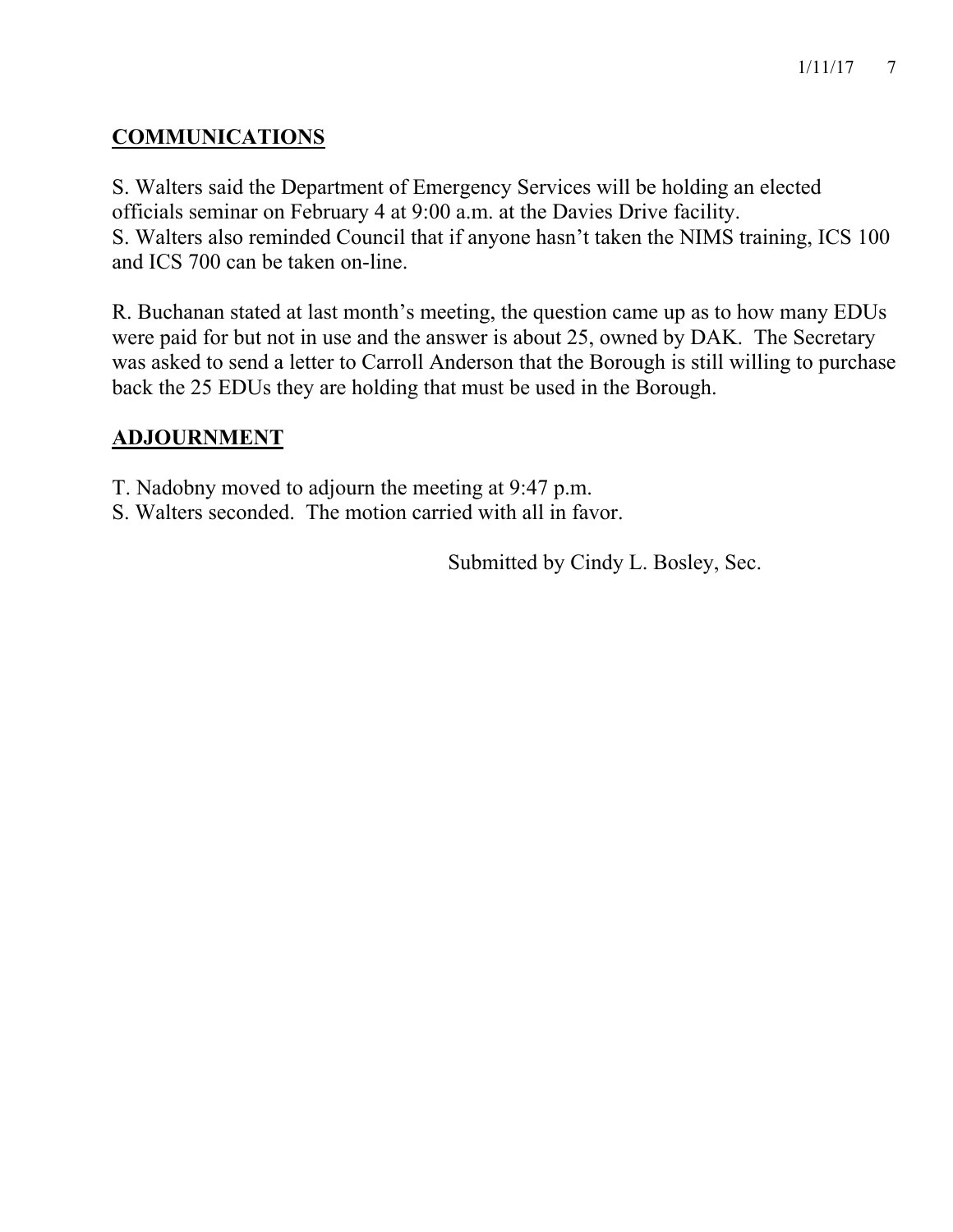## COMMUNICATIONS

S. Walters said the Department of Emergency Services will be holding an elected officials seminar on February 4 at 9:00 a.m. at the Davies Drive facility.
S. Walters also reminded Council that if anyone hasn't taken the NIMS training, ICS 100 and ICS 700 can be taken on-line.

R. Buchanan stated at last month's meeting, the question came up as to how many EDUs were paid for but not in use and the answer is about 25, owned by DAK. The Secretary was asked to send a letter to Carroll Anderson that the Borough is still willing to purchase back the 25 EDUs they are holding that must be used in the Borough.

## ADJOURNMENT

T. Nadobny moved to adjourn the meeting at 9:47 p.m.
S. Walters seconded. The motion carried with all in favor.

Submitted by Cindy L. Bosley, Sec.